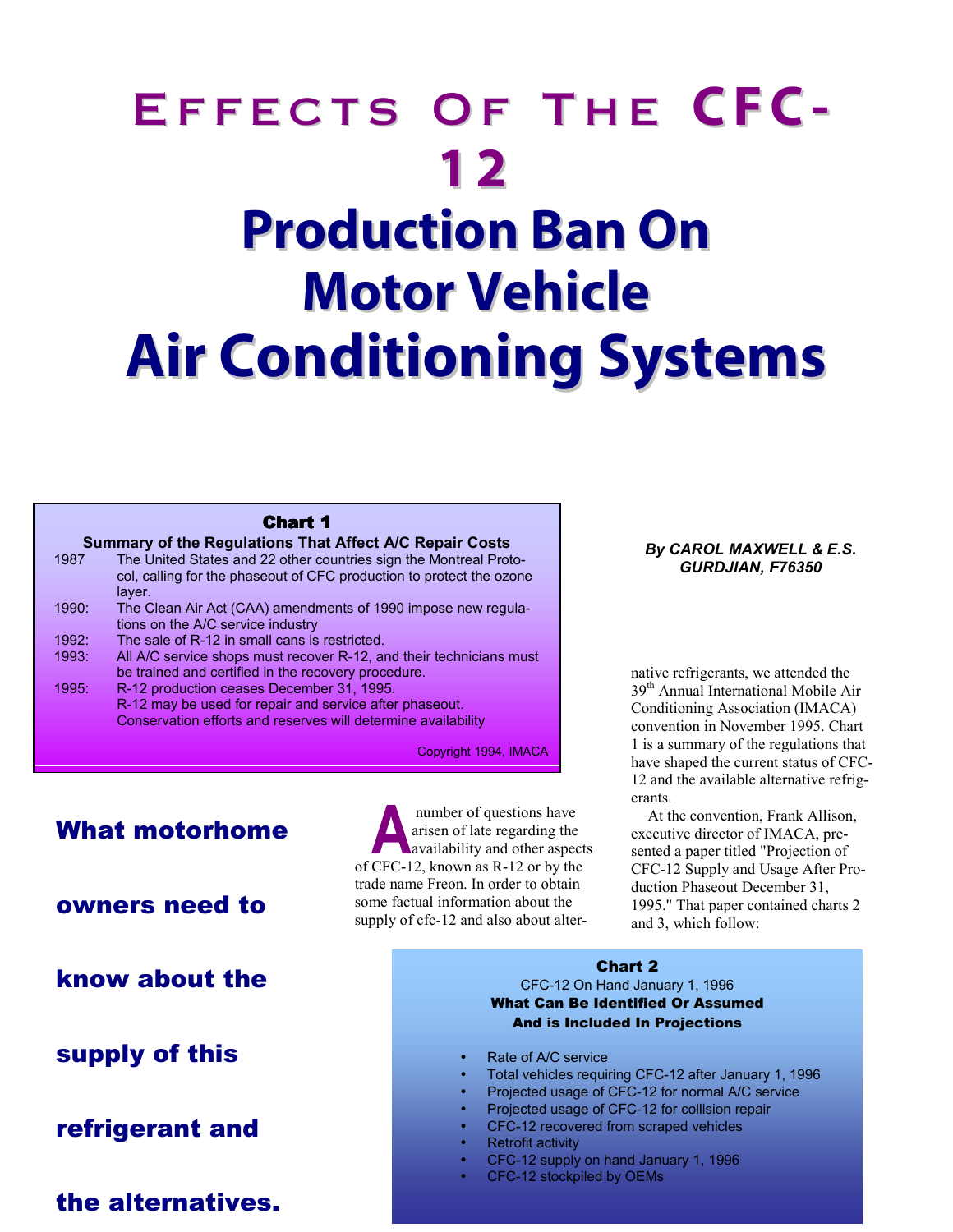# Effects Of The CFC-12 Production Ban On Motor Vehicle Air Conditioning Systems

**Chart 1**

**Summary of the Regulations That Affect A/C Repair Costs**

| | |
|---|---|
| 1987 | The United States and 22 other countries sign the Montreal Protocol, calling for the phaseout of CFC production to protect the ozone layer. |
| 1990: | The Clean Air Act (CAA) amendments of 1990 impose new regulations on the A/C service industry |
| 1992: | The sale of R-12 in small cans is restricted. |
| 1993: | All A/C service shops must recover R-12, and their technicians must be trained and certified in the recovery procedure. |
| 1995: | R-12 production ceases December 31, 1995. R-12 may be used for repair and service after phaseout. Conservation efforts and reserves will determine availability |

Copyright 1994, IMACA

*By CAROL MAXWELL & E.S. GURDJIAN, F76350*

## What motorhome owners need to know about the supply of this refrigerant and the alternatives.

A number of questions have arisen of late regarding the availability and other aspects of CFC-12, known as R-12 or by the trade name Freon. In order to obtain some factual information about the supply of cfc-12 and also about alternative refrigerants, we attended the 39th Annual International Mobile Air Conditioning Association (IMACA) convention in November 1995. Chart 1 is a summary of the regulations that have shaped the current status of CFC-12 and the available alternative refrigerants.

At the convention, Frank Allison, executive director of IMACA, presented a paper titled "Projection of CFC-12 Supply and Usage After Production Phaseout December 31, 1995." That paper contained charts 2 and 3, which follow:

**Chart 2**

CFC-12 On Hand January 1, 1996

**What Can Be Identified Or Assumed And is Included In Projections**

- Rate of A/C service
- Total vehicles requiring CFC-12 after January 1, 1996
- Projected usage of CFC-12 for normal A/C service
- Projected usage of CFC-12 for collision repair
- CFC-12 recovered from scraped vehicles
- Retrofit activity
- CFC-12 supply on hand January 1, 1996
- CFC-12 stockpiled by OEMs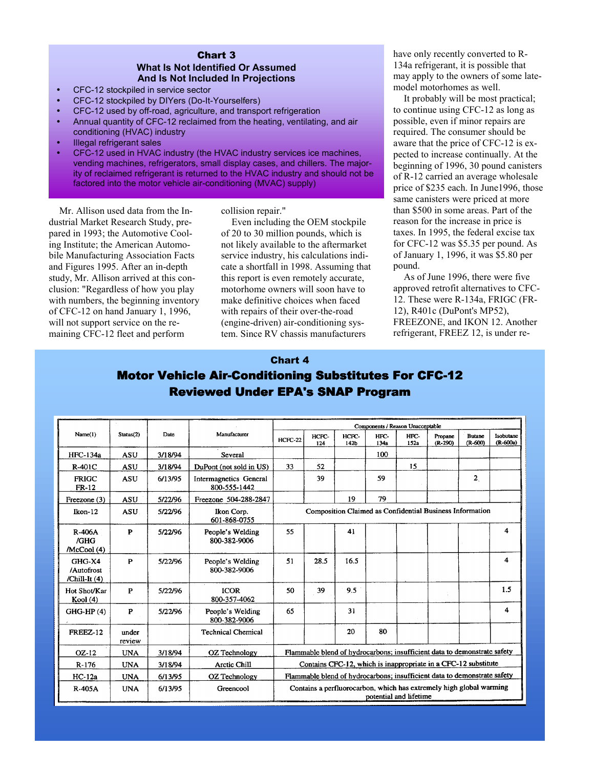## Chart 3

### What Is Not Identified Or Assumed And Is Not Included In Projections

- CFC-12 stockpiled in service sector
- CFC-12 stockpiled by DIYers (Do-It-Yourselfers)
- CFC-12 used by off-road, agriculture, and transport refrigeration
- Annual quantity of CFC-12 reclaimed from the heating, ventilating, and air conditioning (HVAC) industry
- Illegal refrigerant sales
- CFC-12 used in HVAC industry (the HVAC industry services ice machines, vending machines, refrigerators, small display cases, and chillers. The majority of reclaimed refrigerant is returned to the HVAC industry and should not be factored into the motor vehicle air-conditioning (MVAC) supply)

Mr. Allison used data from the Industrial Market Research Study, prepared in 1993; the Automotive Cooling Institute; the American Automobile Manufacturing Association Facts and Figures 1995. After an in-depth study, Mr. Allison arrived at this conclusion: "Regardless of how you play with numbers, the beginning inventory of CFC-12 on hand January 1, 1996, will not support service on the remaining CFC-12 fleet and perform collision repair."

Even including the OEM stockpile of 20 to 30 million pounds, which is not likely available to the aftermarket service industry, his calculations indicate a shortfall in 1998. Assuming that this report is even remotely accurate, motorhome owners will soon have to make definitive choices when faced with repairs of their over-the-road (engine-driven) air-conditioning system. Since RV chassis manufacturers have only recently converted to R-134a refrigerant, it is possible that may apply to the owners of some late-model motorhomes as well.

It probably will be most practical; to continue using CFC-12 as long as possible, even if minor repairs are required. The consumer should be aware that the price of CFC-12 is expected to increase continually. At the beginning of 1996, 30 pound canisters of R-12 carried an average wholesale price of $235 each. In June1996, those same canisters were priced at more than $500 in some areas. Part of the reason for the increase in price is taxes. In 1995, the federal excise tax for CFC-12 was $5.35 per pound. As of January 1, 1996, it was $5.80 per pound.

As of June 1996, there were five approved retrofit alternatives to CFC-12. These were R-134a, FRIGC (FR-12), R401c (DuPont's MP52), FREEZONE, and IKON 12. Another refrigerant, FREEZ 12, is under re-

## Chart 4

### Motor Vehicle Air-Conditioning Substitutes For CFC-12 Reviewed Under EPA's SNAP Program

| Name(1) | Status(2) | Date | Manufacturer | Components / Reason Unacceptable | | | | | | | |
|---|---|---|---|---|---|---|---|---|---|---|---|
| | | | | HCFC-22 | HCFC-124 | HCFC-142b | HFC-134a | HFC-152a | Propane (R-290) | Butane (R-600) | Isobutane (R-600a) |
| HFC-134a | ASU | 3/18/94 | Several | | | | 100 | | | | |
| R-401C | ASU | 3/18/94 | DuPont (not sold in US) | 33 | 52 | | | 15 | | | |
| FRIGC FR-12 | ASU | 6/13/95 | Intermagnetics General 800-555-1442 | | 39 | | 59 | | | 2 | |
| Freezone (3) | ASU | 5/22/96 | Freezone 504-288-2847 | | | 19 | 79 | | | | |
| Ikon-12 | ASU | 5/22/96 | Ikon Corp. 601-868-0755 | Composition Claimed as Confidential Business Information | | | | | | | |
| R-406A /GHG /McCool (4) | P | 5/22/96 | People's Welding 800-382-9006 | 55 | | 41 | | | | | 4 |
| GHG-X4 /Autofrost /Chill-It (4) | P | 5/22/96 | People's Welding 800-382-9006 | 51 | 28.5 | 16.5 | | | | | 4 |
| Hot Shot/Kar Kool (4) | P | 5/22/96 | ICOR 800-357-4062 | 50 | 39 | 9.5 | | | | | 1.5 |
| GHG-HP (4) | P | 5/22/96 | People's Welding 800-382-9006 | 65 | | 31 | | | | | 4 |
| FREEZ-12 | under review | | Technical Chemical | | | 20 | 80 | | | | |
| OZ-12 | UNA | 3/18/94 | OZ Technology | Flammable blend of hydrocarbons; insufficient data to demonstrate safety | | | | | | | |
| R-176 | UNA | 3/18/94 | Arctic Chill | Contains CFC-12, which is inappropriate in a CFC-12 substitute | | | | | | | |
| HC-12a | UNA | 6/13/95 | OZ Technology | Flammable blend of hydrocarbons; insufficient data to demonstrate safety | | | | | | | |
| R-405A | UNA | 6/13/95 | Greencool | Contains a perfluorocarbon, which has extremely high global warming potential and lifetime | | | | | | | |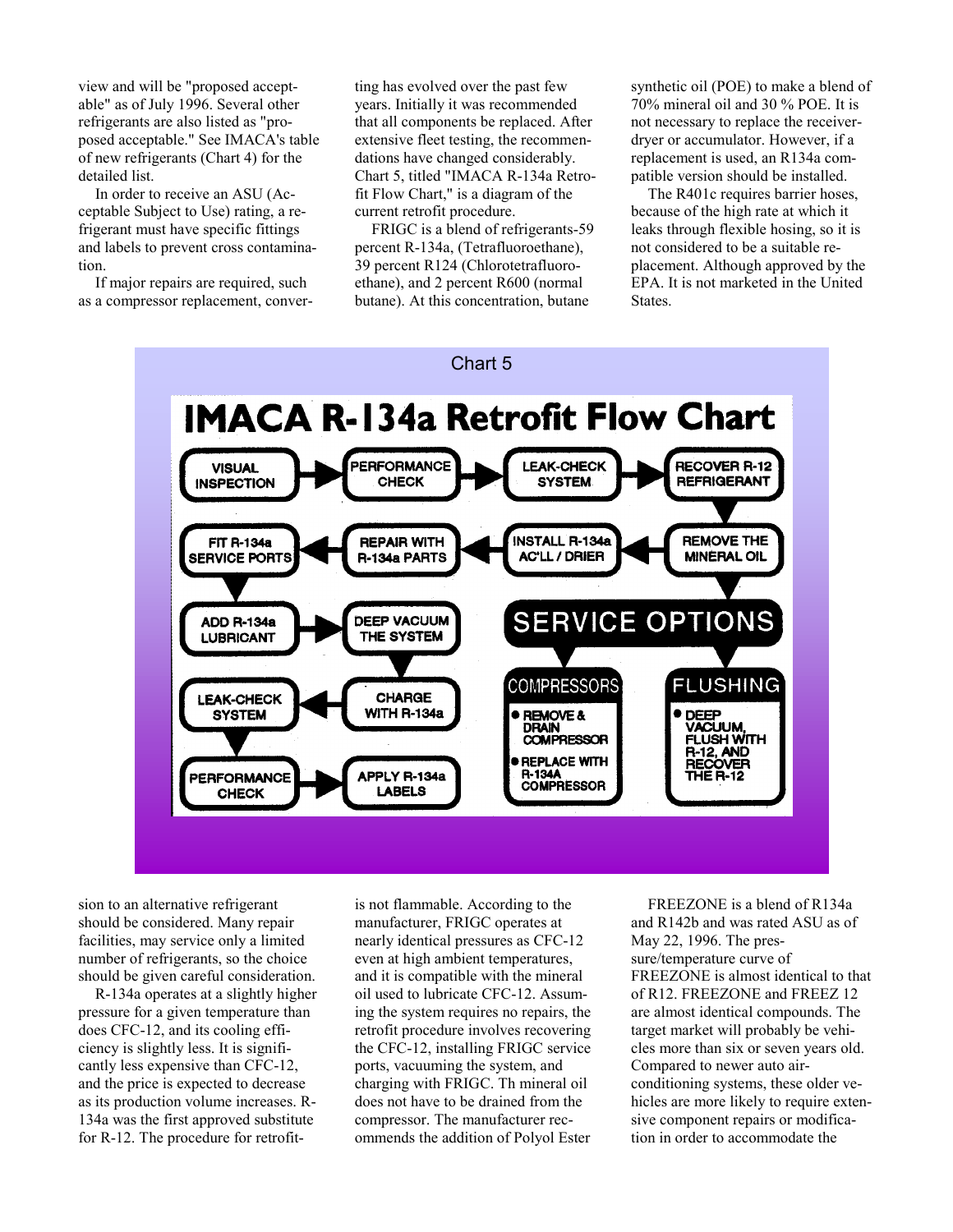view and will be "proposed acceptable" as of July 1996. Several other refrigerants are also listed as "proposed acceptable." See IMACA's table of new refrigerants (Chart 4) for the detailed list.

In order to receive an ASU (Acceptable Subject to Use) rating, a refrigerant must have specific fittings and labels to prevent cross contamination.

If major repairs are required, such as a compressor replacement, conversion to an alternative refrigerant should be considered. Many repair facilities, may service only a limited number of refrigerants, so the choice should be given careful consideration.

R-134a operates at a slightly higher pressure for a given temperature than does CFC-12, and its cooling efficiency is slightly less. It is significantly less expensive than CFC-12, and the price is expected to decrease as its production volume increases. R-134a was the first approved substitute for R-12. The procedure for retrofitting has evolved over the past few years. Initially it was recommended that all components be replaced. After extensive fleet testing, the recommendations have changed considerably. Chart 5, titled "IMACA R-134a Retrofit Flow Chart," is a diagram of the current retrofit procedure.

FRIGC is a blend of refrigerants-59 percent R-134a, (Tetrafluoroethane), 39 percent R124 (Chlorotetrafluoroethane), and 2 percent R600 (normal butane). At this concentration, butane is not flammable. According to the manufacturer, FRIGC operates at nearly identical pressures as CFC-12 even at high ambient temperatures, and it is compatible with the mineral oil used to lubricate CFC-12. Assuming the system requires no repairs, the retrofit procedure involves recovering the CFC-12, installing FRIGC service ports, vacuuming the system, and charging with FRIGC. Th mineral oil does not have to be drained from the compressor. The manufacturer recommends the addition of Polyol Ester synthetic oil (POE) to make a blend of 70% mineral oil and 30 % POE. It is not necessary to replace the receiver-dryer or accumulator. However, if a replacement is used, an R134a compatible version should be installed.

The R401c requires barrier hoses, because of the high rate at which it leaks through flexible hosing, so it is not considered to be a suitable replacement. Although approved by the EPA. It is not marketed in the United States.

Chart 5

## IMACA R-134a Retrofit Flow Chart

- VISUAL INSPECTION → PERFORMANCE CHECK → LEAK-CHECK SYSTEM → RECOVER R-12 REFRIGERANT
- → REMOVE THE MINERAL OIL → INSTALL R-134a AC'LL / DRIER → REPAIR WITH R-134a PARTS → FIT R-134a SERVICE PORTS
- → ADD R-134a LUBRICANT → DEEP VACUUM THE SYSTEM → CHARGE WITH R-134a → LEAK-CHECK SYSTEM → PERFORMANCE CHECK → APPLY R-134a LABELS

**SERVICE OPTIONS**

- **COMPRESSORS**
  - REMOVE & DRAIN COMPRESSOR
  - REPLACE WITH R-134A COMPRESSOR
- **FLUSHING**
  - DEEP VACUUM, FLUSH WITH R-12, AND RECOVER THE R-12

FREEZONE is a blend of R134a and R142b and was rated ASU as of May 22, 1996. The pressure/temperature curve of FREEZONE is almost identical to that of R12. FREEZONE and FREEZ 12 are almost identical compounds. The target market will probably be vehicles more than six or seven years old. Compared to newer auto air-conditioning systems, these older vehicles are more likely to require extensive component repairs or modification in order to accommodate the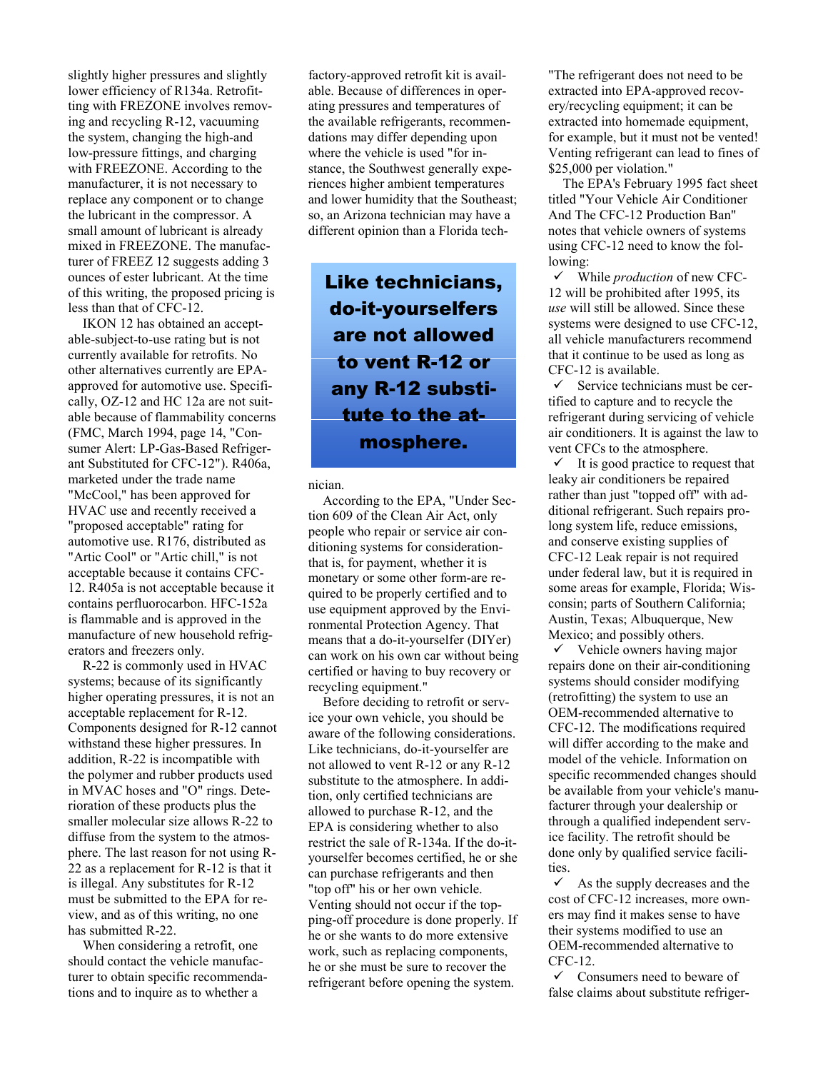slightly higher pressures and slightly lower efficiency of R134a. Retrofitting with FREZONE involves removing and recycling R-12, vacuuming the system, changing the high-and low-pressure fittings, and charging with FREEZONE. According to the manufacturer, it is not necessary to replace any component or to change the lubricant in the compressor. A small amount of lubricant is already mixed in FREEZONE. The manufacturer of FREEZ 12 suggests adding 3 ounces of ester lubricant. At the time of this writing, the proposed pricing is less than that of CFC-12.

IKON 12 has obtained an acceptable-subject-to-use rating but is not currently available for retrofits. No other alternatives currently are EPA-approved for automotive use. Specifically, OZ-12 and HC 12a are not suitable because of flammability concerns (FMC, March 1994, page 14, "Consumer Alert: LP-Gas-Based Refrigerant Substituted for CFC-12"). R406a, marketed under the trade name "McCool," has been approved for HVAC use and recently received a "proposed acceptable" rating for automotive use. R176, distributed as "Artic Cool" or "Artic chill," is not acceptable because it contains CFC-12. R405a is not acceptable because it contains perfluorocarbon. HFC-152a is flammable and is approved in the manufacture of new household refrigerators and freezers only.

R-22 is commonly used in HVAC systems; because of its significantly higher operating pressures, it is not an acceptable replacement for R-12. Components designed for R-12 cannot withstand these higher pressures. In addition, R-22 is incompatible with the polymer and rubber products used in MVAC hoses and "O" rings. Deterioration of these products plus the smaller molecular size allows R-22 to diffuse from the system to the atmosphere. The last reason for not using R-22 as a replacement for R-12 is that it is illegal. Any substitutes for R-12 must be submitted to the EPA for review, and as of this writing, no one has submitted R-22.

When considering a retrofit, one should contact the vehicle manufacturer to obtain specific recommendations and to inquire as to whether a factory-approved retrofit kit is available. Because of differences in operating pressures and temperatures of the available refrigerants, recommendations may differ depending upon where the vehicle is used "for instance, the Southwest generally experiences higher ambient temperatures and lower humidity that the Southeast; so, an Arizona technician may have a different opinion than a Florida technician.

> **Like technicians, do-it-yourselfers are not allowed to vent R-12 or any R-12 substitute to the atmosphere.**

According to the EPA, "Under Section 609 of the Clean Air Act, only people who repair or service air conditioning systems for consideration-that is, for payment, whether it is monetary or some other form-are required to be properly certified and to use equipment approved by the Environmental Protection Agency. That means that a do-it-yourselfer (DIYer) can work on his own car without being certified or having to buy recovery or recycling equipment."

Before deciding to retrofit or service your own vehicle, you should be aware of the following considerations. Like technicians, do-it-yourselfer are not allowed to vent R-12 or any R-12 substitute to the atmosphere. In addition, only certified technicians are allowed to purchase R-12, and the EPA is considering whether to also restrict the sale of R-134a. If the do-it-yourselfer becomes certified, he or she can purchase refrigerants and then "top off" his or her own vehicle. Venting should not occur if the topping-off procedure is done properly. If he or she wants to do more extensive work, such as replacing components, he or she must be sure to recover the refrigerant before opening the system. "The refrigerant does not need to be extracted into EPA-approved recovery/recycling equipment; it can be extracted into homemade equipment, for example, but it must not be vented! Venting refrigerant can lead to fines of $25,000 per violation."

The EPA's February 1995 fact sheet titled "Your Vehicle Air Conditioner And The CFC-12 Production Ban" notes that vehicle owners of systems using CFC-12 need to know the following:

- ✓ While *production* of new CFC-12 will be prohibited after 1995, its *use* will still be allowed. Since these systems were designed to use CFC-12, all vehicle manufacturers recommend that it continue to be used as long as CFC-12 is available.
- ✓ Service technicians must be certified to capture and to recycle the refrigerant during servicing of vehicle air conditioners. It is against the law to vent CFCs to the atmosphere.
- ✓ It is good practice to request that leaky air conditioners be repaired rather than just "topped off" with additional refrigerant. Such repairs prolong system life, reduce emissions, and conserve existing supplies of CFC-12 Leak repair is not required under federal law, but it is required in some areas for example, Florida; Wisconsin; parts of Southern California; Austin, Texas; Albuquerque, New Mexico; and possibly others.
- ✓ Vehicle owners having major repairs done on their air-conditioning systems should consider modifying (retrofitting) the system to use an OEM-recommended alternative to CFC-12. The modifications required will differ according to the make and model of the vehicle. Information on specific recommended changes should be available from your vehicle's manufacturer through your dealership or through a qualified independent service facility. The retrofit should be done only by qualified service facilities.
- ✓ As the supply decreases and the cost of CFC-12 increases, more owners may find it makes sense to have their systems modified to use an OEM-recommended alternative to CFC-12.
- ✓ Consumers need to beware of false claims about substitute refriger-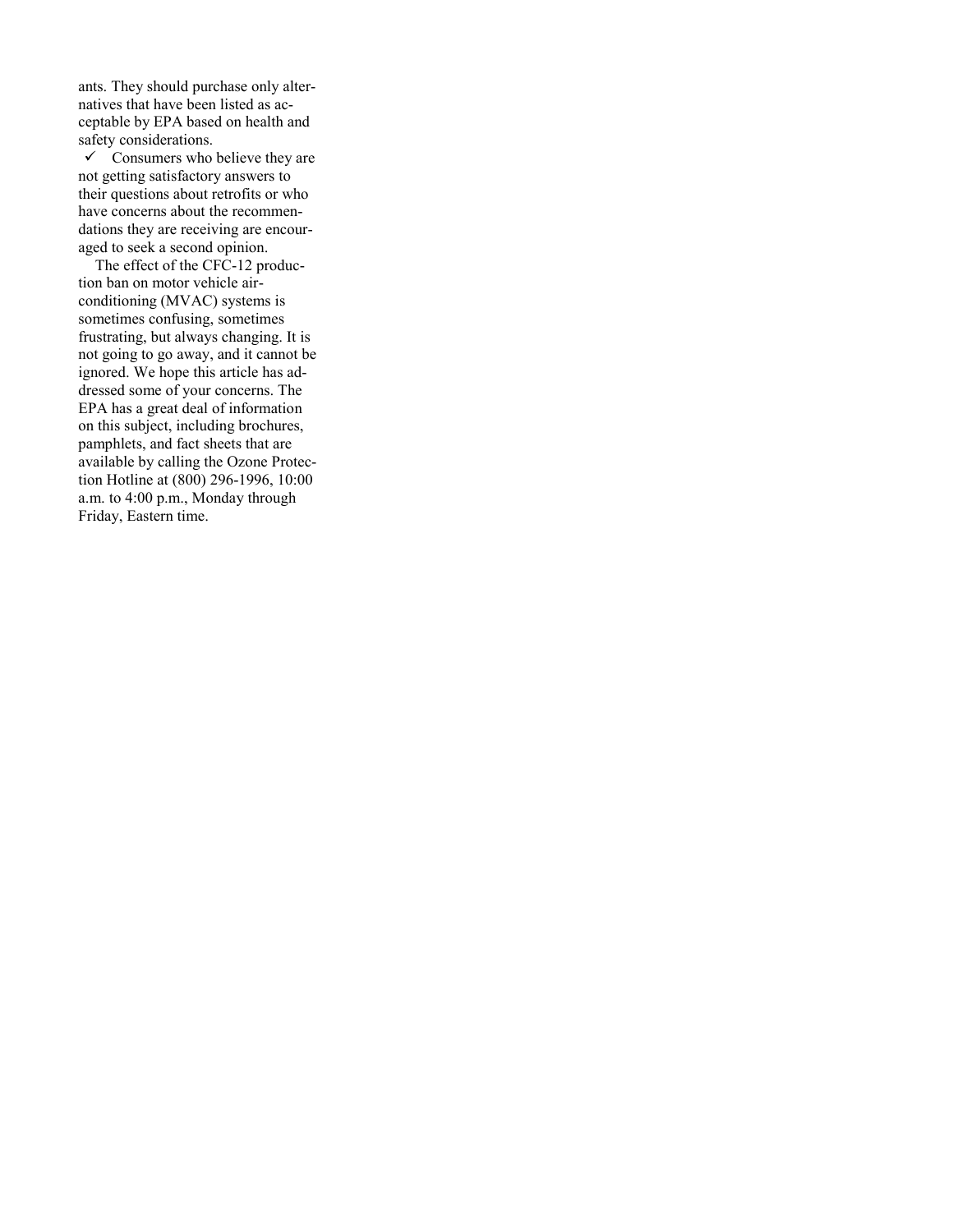ants. They should purchase only alternatives that have been listed as acceptable by EPA based on health and safety considerations.

- ✓ Consumers who believe they are not getting satisfactory answers to their questions about retrofits or who have concerns about the recommendations they are receiving are encouraged to seek a second opinion.

The effect of the CFC-12 production ban on motor vehicle air-conditioning (MVAC) systems is sometimes confusing, sometimes frustrating, but always changing. It is not going to go away, and it cannot be ignored. We hope this article has addressed some of your concerns. The EPA has a great deal of information on this subject, including brochures, pamphlets, and fact sheets that are available by calling the Ozone Protection Hotline at (800) 296-1996, 10:00 a.m. to 4:00 p.m., Monday through Friday, Eastern time.